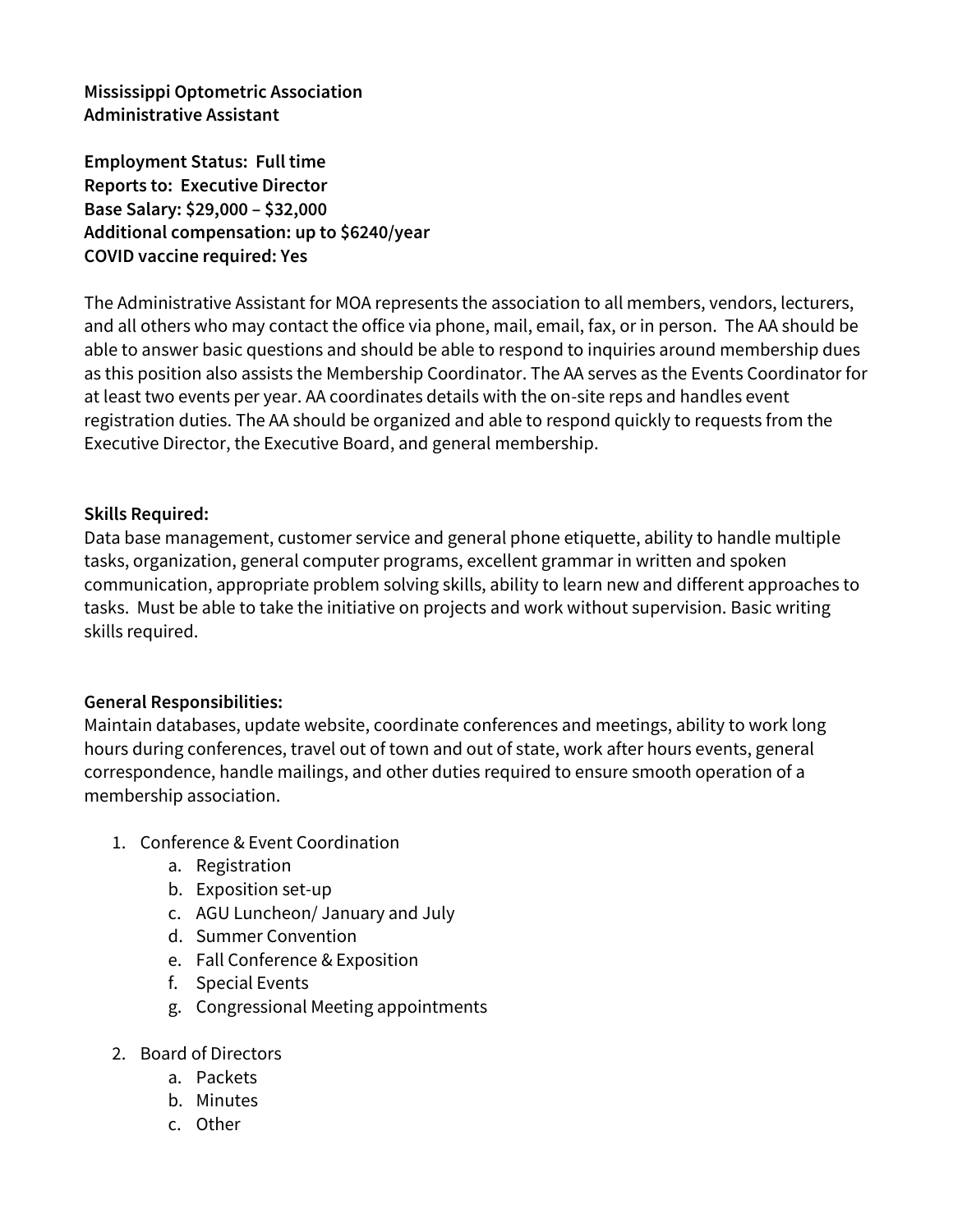**Mississippi Optometric Association**
**Administrative Assistant**

**Employment Status: Full time**
**Reports to: Executive Director**
**Base Salary: $29,000 – $32,000**
**Additional compensation: up to $6240/year**
**COVID vaccine required: Yes**

The Administrative Assistant for MOA represents the association to all members, vendors, lecturers, and all others who may contact the office via phone, mail, email, fax, or in person. The AA should be able to answer basic questions and should be able to respond to inquiries around membership dues as this position also assists the Membership Coordinator. The AA serves as the Events Coordinator for at least two events per year. AA coordinates details with the on-site reps and handles event registration duties. The AA should be organized and able to respond quickly to requests from the Executive Director, the Executive Board, and general membership.

**Skills Required:**
Data base management, customer service and general phone etiquette, ability to handle multiple tasks, organization, general computer programs, excellent grammar in written and spoken communication, appropriate problem solving skills, ability to learn new and different approaches to tasks. Must be able to take the initiative on projects and work without supervision. Basic writing skills required.

**General Responsibilities:**
Maintain databases, update website, coordinate conferences and meetings, ability to work long hours during conferences, travel out of town and out of state, work after hours events, general correspondence, handle mailings, and other duties required to ensure smooth operation of a membership association.

1. Conference & Event Coordination
    a. Registration
    b. Exposition set-up
    c. AGU Luncheon/ January and July
    d. Summer Convention
    e. Fall Conference & Exposition
    f. Special Events
    g. Congressional Meeting appointments

2. Board of Directors
    a. Packets
    b. Minutes
    c. Other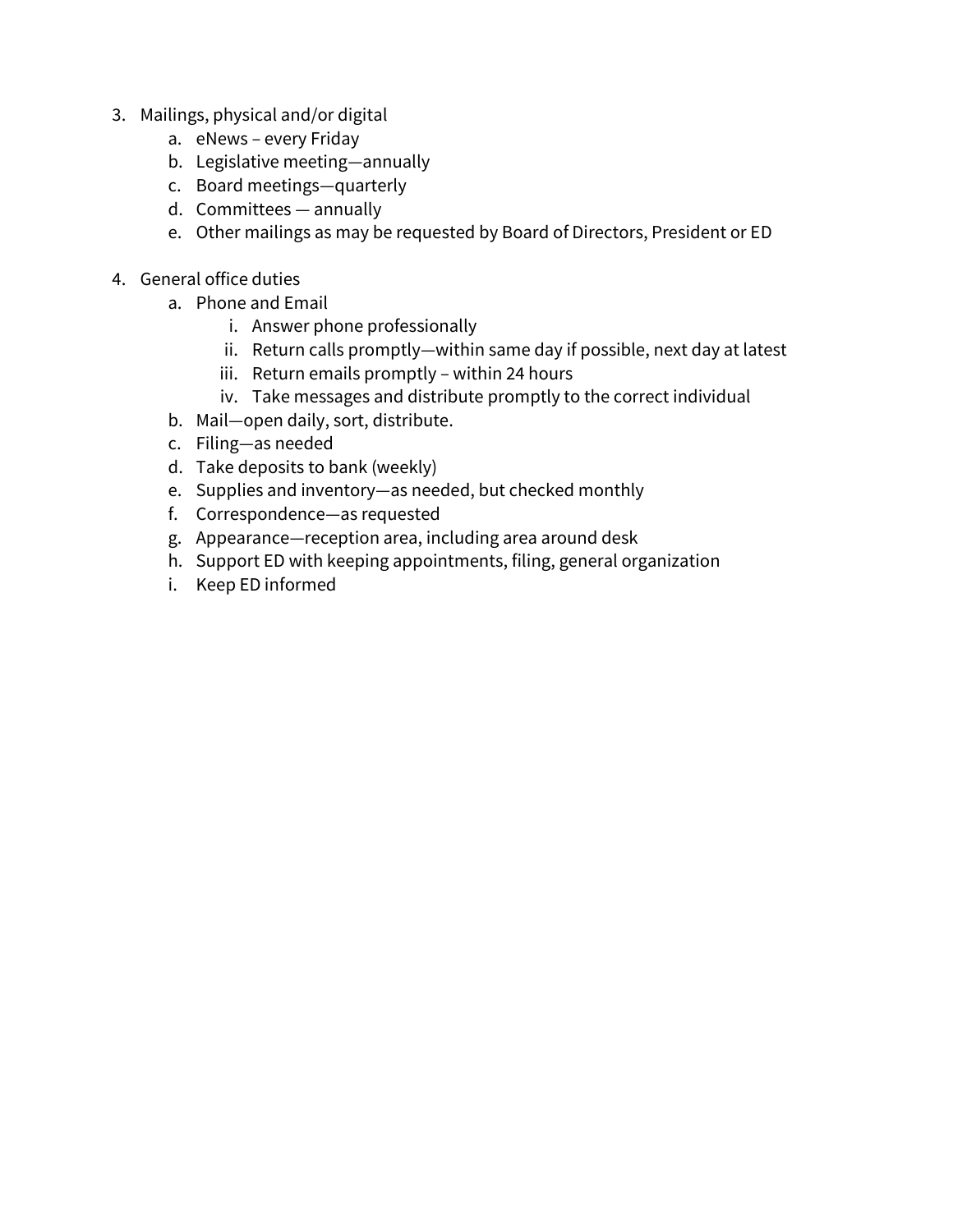3. Mailings, physical and/or digital
    a. eNews – every Friday
    b. Legislative meeting—annually
    c. Board meetings—quarterly
    d. Committees — annually
    e. Other mailings as may be requested by Board of Directors, President or ED

4. General office duties
    a. Phone and Email
        i. Answer phone professionally
        ii. Return calls promptly—within same day if possible, next day at latest
        iii. Return emails promptly – within 24 hours
        iv. Take messages and distribute promptly to the correct individual
    b. Mail—open daily, sort, distribute.
    c. Filing—as needed
    d. Take deposits to bank (weekly)
    e. Supplies and inventory—as needed, but checked monthly
    f. Correspondence—as requested
    g. Appearance—reception area, including area around desk
    h. Support ED with keeping appointments, filing, general organization
    i. Keep ED informed